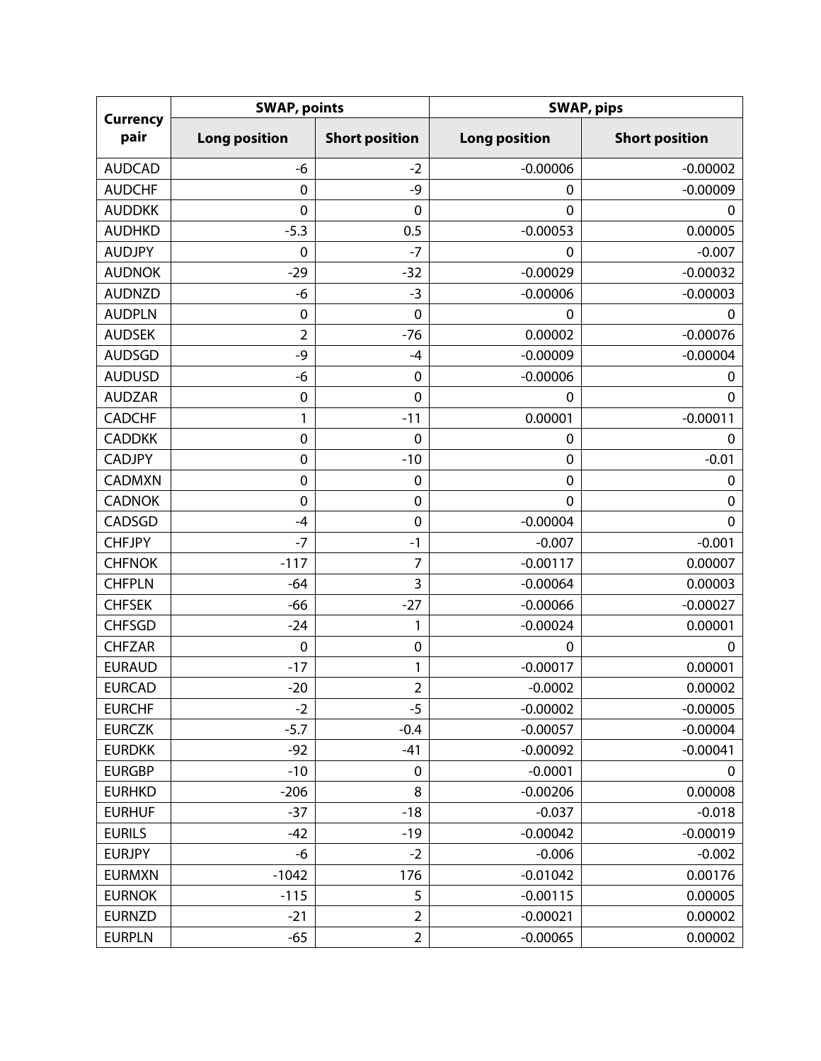| Currency pair | SWAP, points | | SWAP, pips | |
|---|---|---|---|---|
| | Long position | Short position | Long position | Short position |
| AUDCAD | -6 | -2 | -0.00006 | -0.00002 |
| AUDCHF | 0 | -9 | 0 | -0.00009 |
| AUDDKK | 0 | 0 | 0 | 0 |
| AUDHKD | -5.3 | 0.5 | -0.00053 | 0.00005 |
| AUDJPY | 0 | -7 | 0 | -0.007 |
| AUDNOK | -29 | -32 | -0.00029 | -0.00032 |
| AUDNZD | -6 | -3 | -0.00006 | -0.00003 |
| AUDPLN | 0 | 0 | 0 | 0 |
| AUDSEK | 2 | -76 | 0.00002 | -0.00076 |
| AUDSGD | -9 | -4 | -0.00009 | -0.00004 |
| AUDUSD | -6 | 0 | -0.00006 | 0 |
| AUDZAR | 0 | 0 | 0 | 0 |
| CADCHF | 1 | -11 | 0.00001 | -0.00011 |
| CADDKK | 0 | 0 | 0 | 0 |
| CADJPY | 0 | -10 | 0 | -0.01 |
| CADMXN | 0 | 0 | 0 | 0 |
| CADNOK | 0 | 0 | 0 | 0 |
| CADSGD | -4 | 0 | -0.00004 | 0 |
| CHFJPY | -7 | -1 | -0.007 | -0.001 |
| CHFNOK | -117 | 7 | -0.00117 | 0.00007 |
| CHFPLN | -64 | 3 | -0.00064 | 0.00003 |
| CHFSEK | -66 | -27 | -0.00066 | -0.00027 |
| CHFSGD | -24 | 1 | -0.00024 | 0.00001 |
| CHFZAR | 0 | 0 | 0 | 0 |
| EURAUD | -17 | 1 | -0.00017 | 0.00001 |
| EURCAD | -20 | 2 | -0.0002 | 0.00002 |
| EURCHF | -2 | -5 | -0.00002 | -0.00005 |
| EURCZK | -5.7 | -0.4 | -0.00057 | -0.00004 |
| EURDKK | -92 | -41 | -0.00092 | -0.00041 |
| EURGBP | -10 | 0 | -0.0001 | 0 |
| EURHKD | -206 | 8 | -0.00206 | 0.00008 |
| EURHUF | -37 | -18 | -0.037 | -0.018 |
| EURILS | -42 | -19 | -0.00042 | -0.00019 |
| EURJPY | -6 | -2 | -0.006 | -0.002 |
| EURMXN | -1042 | 176 | -0.01042 | 0.00176 |
| EURNOK | -115 | 5 | -0.00115 | 0.00005 |
| EURNZD | -21 | 2 | -0.00021 | 0.00002 |
| EURPLN | -65 | 2 | -0.00065 | 0.00002 |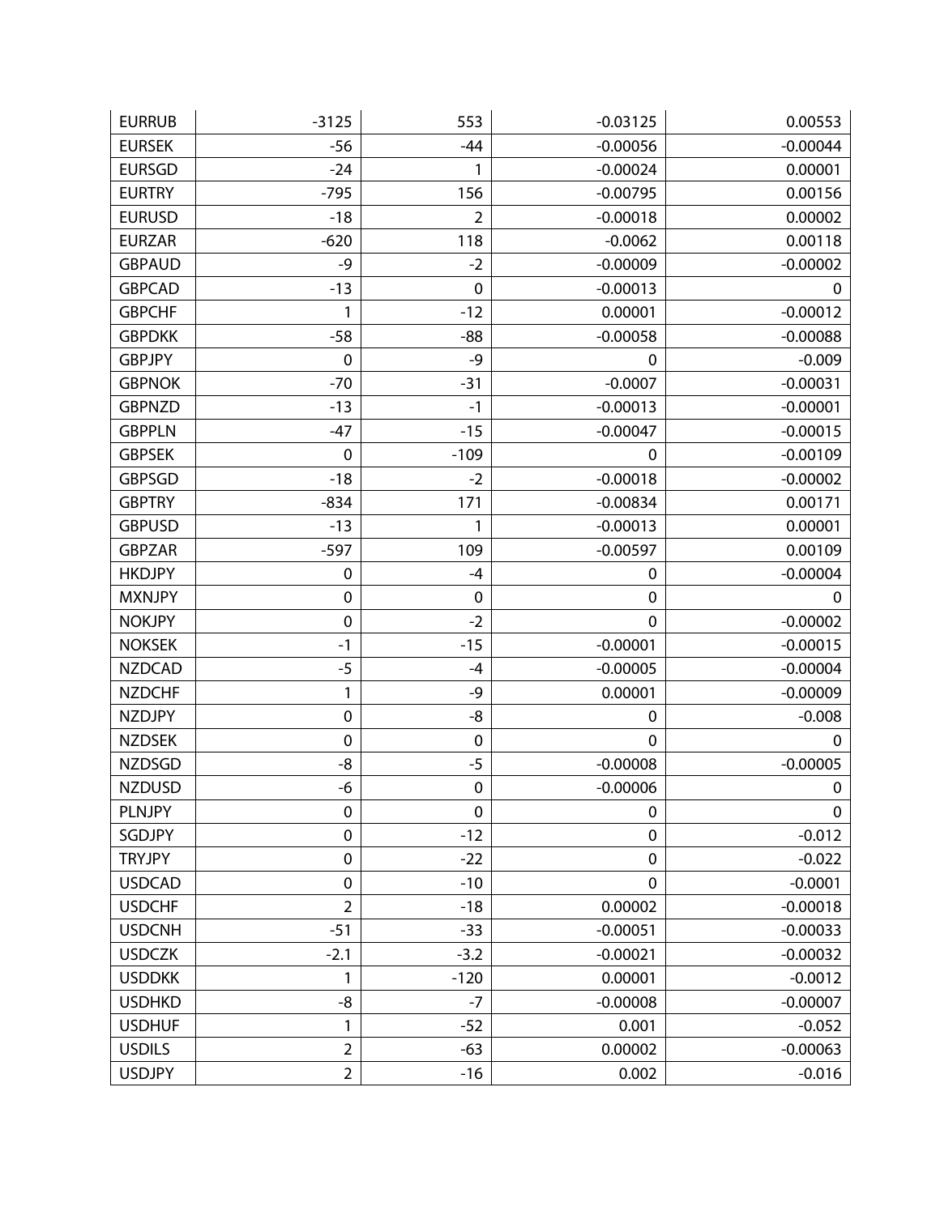| EURRUB | -3125 | 553 | -0.03125 | 0.00553 |
| --- | --- | --- | --- | --- |
| EURSEK | -56 | -44 | -0.00056 | -0.00044 |
| EURSGD | -24 | 1 | -0.00024 | 0.00001 |
| EURTRY | -795 | 156 | -0.00795 | 0.00156 |
| EURUSD | -18 | 2 | -0.00018 | 0.00002 |
| EURZAR | -620 | 118 | -0.0062 | 0.00118 |
| GBPAUD | -9 | -2 | -0.00009 | -0.00002 |
| GBPCAD | -13 | 0 | -0.00013 | 0 |
| GBPCHF | 1 | -12 | 0.00001 | -0.00012 |
| GBPDKK | -58 | -88 | -0.00058 | -0.00088 |
| GBPJPY | 0 | -9 | 0 | -0.009 |
| GBPNOK | -70 | -31 | -0.0007 | -0.00031 |
| GBPNZD | -13 | -1 | -0.00013 | -0.00001 |
| GBPPLN | -47 | -15 | -0.00047 | -0.00015 |
| GBPSEK | 0 | -109 | 0 | -0.00109 |
| GBPSGD | -18 | -2 | -0.00018 | -0.00002 |
| GBPTRY | -834 | 171 | -0.00834 | 0.00171 |
| GBPUSD | -13 | 1 | -0.00013 | 0.00001 |
| GBPZAR | -597 | 109 | -0.00597 | 0.00109 |
| HKDJPY | 0 | -4 | 0 | -0.00004 |
| MXNJPY | 0 | 0 | 0 | 0 |
| NOKJPY | 0 | -2 | 0 | -0.00002 |
| NOKSEK | -1 | -15 | -0.00001 | -0.00015 |
| NZDCAD | -5 | -4 | -0.00005 | -0.00004 |
| NZDCHF | 1 | -9 | 0.00001 | -0.00009 |
| NZDJPY | 0 | -8 | 0 | -0.008 |
| NZDSEK | 0 | 0 | 0 | 0 |
| NZDSGD | -8 | -5 | -0.00008 | -0.00005 |
| NZDUSD | -6 | 0 | -0.00006 | 0 |
| PLNJPY | 0 | 0 | 0 | 0 |
| SGDJPY | 0 | -12 | 0 | -0.012 |
| TRYJPY | 0 | -22 | 0 | -0.022 |
| USDCAD | 0 | -10 | 0 | -0.0001 |
| USDCHF | 2 | -18 | 0.00002 | -0.00018 |
| USDCNH | -51 | -33 | -0.00051 | -0.00033 |
| USDCZK | -2.1 | -3.2 | -0.00021 | -0.00032 |
| USDDKK | 1 | -120 | 0.00001 | -0.0012 |
| USDHKD | -8 | -7 | -0.00008 | -0.00007 |
| USDHUF | 1 | -52 | 0.001 | -0.052 |
| USDILS | 2 | -63 | 0.00002 | -0.00063 |
| USDJPY | 2 | -16 | 0.002 | -0.016 |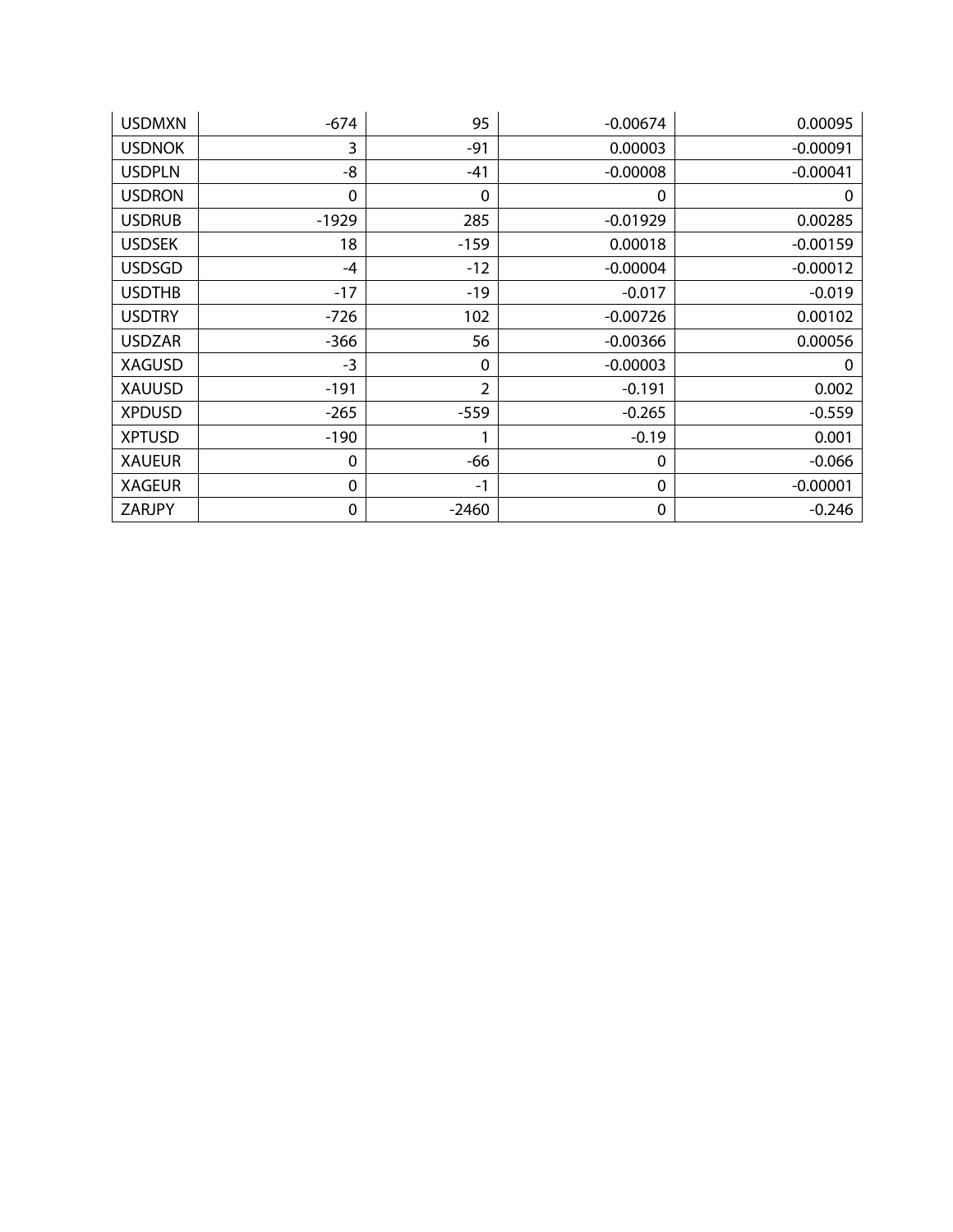| | | | | |
|---|---|---|---|---|
| USDMXN | -674 | 95 | -0.00674 | 0.00095 |
| USDNOK | 3 | -91 | 0.00003 | -0.00091 |
| USDPLN | -8 | -41 | -0.00008 | -0.00041 |
| USDRON | 0 | 0 | 0 | 0 |
| USDRUB | -1929 | 285 | -0.01929 | 0.00285 |
| USDSEK | 18 | -159 | 0.00018 | -0.00159 |
| USDSGD | -4 | -12 | -0.00004 | -0.00012 |
| USDTHB | -17 | -19 | -0.017 | -0.019 |
| USDTRY | -726 | 102 | -0.00726 | 0.00102 |
| USDZAR | -366 | 56 | -0.00366 | 0.00056 |
| XAGUSD | -3 | 0 | -0.00003 | 0 |
| XAUUSD | -191 | 2 | -0.191 | 0.002 |
| XPDUSD | -265 | -559 | -0.265 | -0.559 |
| XPTUSD | -190 | 1 | -0.19 | 0.001 |
| XAUEUR | 0 | -66 | 0 | -0.066 |
| XAGEUR | 0 | -1 | 0 | -0.00001 |
| ZARJPY | 0 | -2460 | 0 | -0.246 |